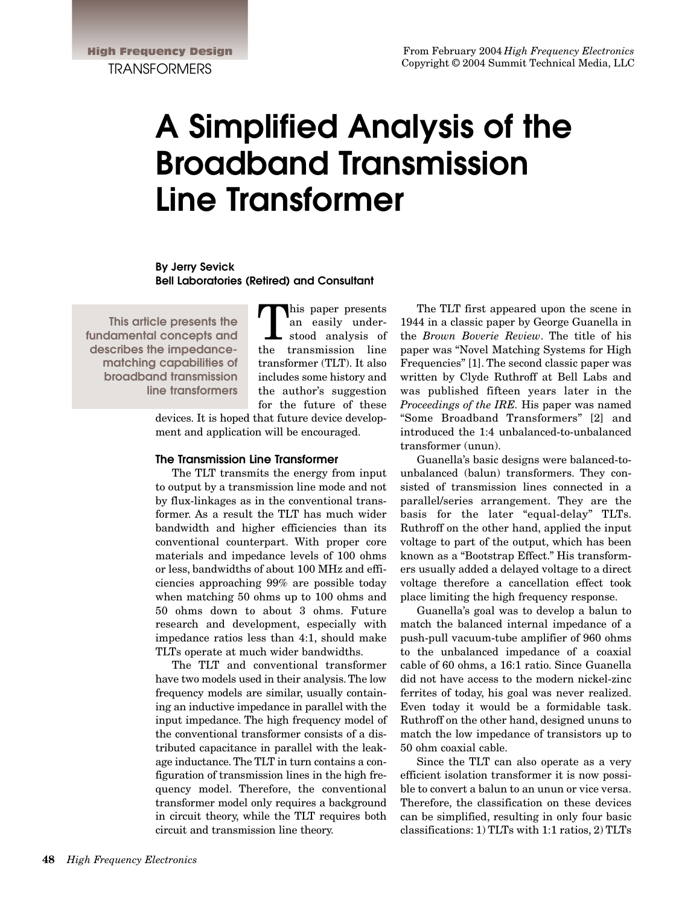# A Simplified Analysis of the Broadband Transmission Line Transformer

**By Jerry Sevick**
**Bell Laboratories (Retired) and Consultant**

**This article presents the fundamental concepts and describes the impedance-matching capabilities of broadband transmission line transformers**

This paper presents an easily understood analysis of the transmission line transformer (TLT). It also includes some history and the author's suggestion for the future of these devices. It is hoped that future device development and application will be encouraged.

### The Transmission Line Transformer

The TLT transmits the energy from input to output by a transmission line mode and not by flux-linkages as in the conventional transformer. As a result the TLT has much wider bandwidth and higher efficiencies than its conventional counterpart. With proper core materials and impedance levels of 100 ohms or less, bandwidths of about 100 MHz and efficiencies approaching 99% are possible today when matching 50 ohms up to 100 ohms and 50 ohms down to about 3 ohms. Future research and development, especially with impedance ratios less than 4:1, should make TLTs operate at much wider bandwidths.

The TLT and conventional transformer have two models used in their analysis. The low frequency models are similar, usually containing an inductive impedance in parallel with the input impedance. The high frequency model of the conventional transformer consists of a distributed capacitance in parallel with the leakage inductance. The TLT in turn contains a configuration of transmission lines in the high frequency model. Therefore, the conventional transformer model only requires a background in circuit theory, while the TLT requires both circuit and transmission line theory.

The TLT first appeared upon the scene in 1944 in a classic paper by George Guanella in the *Brown Boverie Review*. The title of his paper was "Novel Matching Systems for High Frequencies" [1]. The second classic paper was written by Clyde Ruthroff at Bell Labs and was published fifteen years later in the *Proceedings of the IRE*. His paper was named "Some Broadband Transformers" [2] and introduced the 1:4 unbalanced-to-unbalanced transformer (unun).

Guanella's basic designs were balanced-to-unbalanced (balun) transformers. They consisted of transmission lines connected in a parallel/series arrangement. They are the basis for the later "equal-delay" TLTs. Ruthroff on the other hand, applied the input voltage to part of the output, which has been known as a "Bootstrap Effect." His transformers usually added a delayed voltage to a direct voltage therefore a cancellation effect took place limiting the high frequency response.

Guanella's goal was to develop a balun to match the balanced internal impedance of a push-pull vacuum-tube amplifier of 960 ohms to the unbalanced impedance of a coaxial cable of 60 ohms, a 16:1 ratio. Since Guanella did not have access to the modern nickel-zinc ferrites of today, his goal was never realized. Even today it would be a formidable task. Ruthroff on the other hand, designed ununs to match the low impedance of transistors up to 50 ohm coaxial cable.

Since the TLT can also operate as a very efficient isolation transformer it is now possible to convert a balun to an unun or vice versa. Therefore, the classification on these devices can be simplified, resulting in only four basic classifications: 1) TLTs with 1:1 ratios, 2) TLTs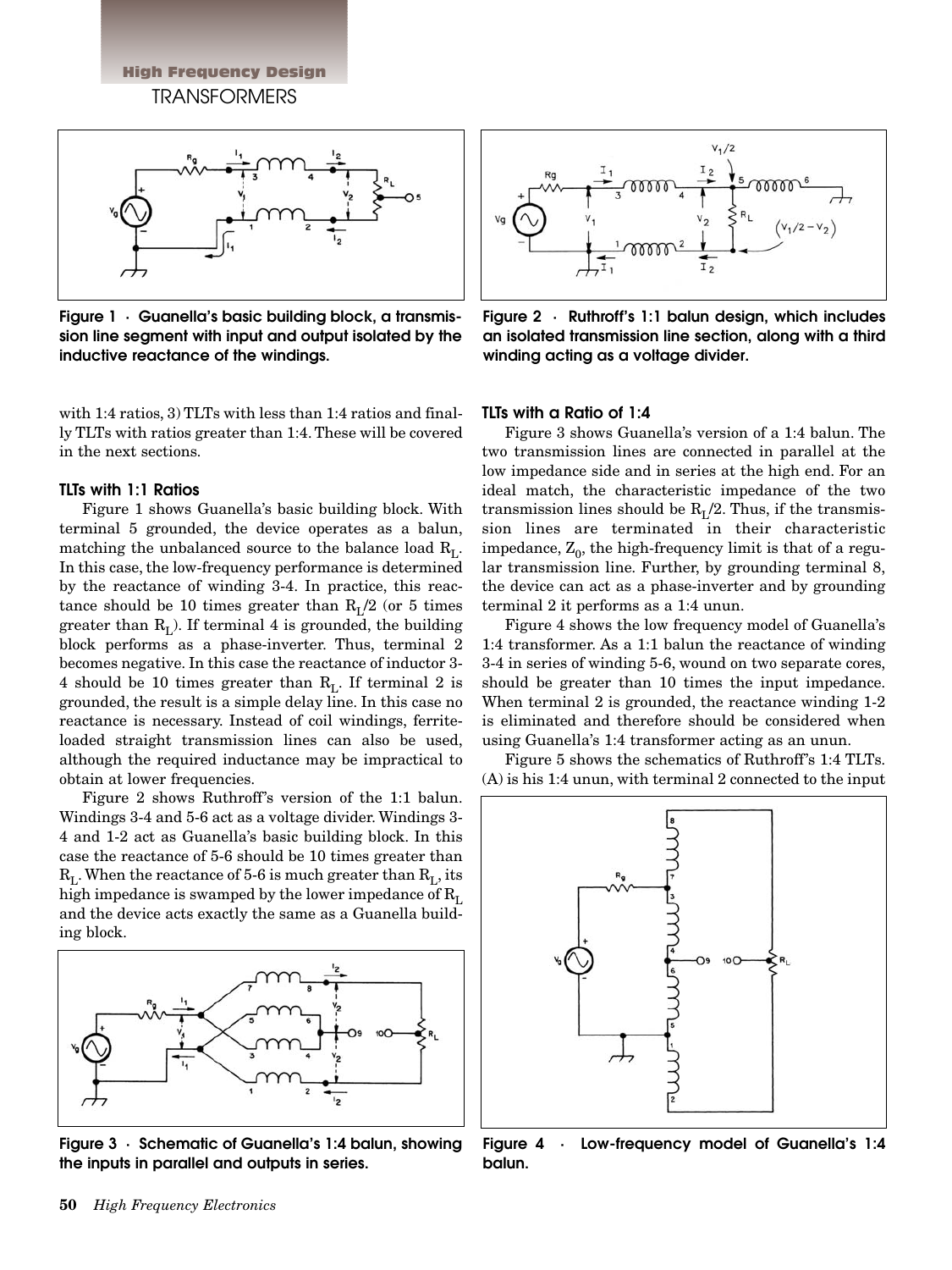Figure 1 · Guanella's basic building block, a transmission line segment with input and output isolated by the inductive reactance of the windings.

Figure 2 · Ruthroff's 1:1 balun design, which includes an isolated transmission line section, along with a third winding acting as a voltage divider.

with 1:4 ratios, 3) TLTs with less than 1:4 ratios and finally TLTs with ratios greater than 1:4. These will be covered in the next sections.

### TLTs with 1:1 Ratios

Figure 1 shows Guanella's basic building block. With terminal 5 grounded, the device operates as a balun, matching the unbalanced source to the balance load $R_L$. In this case, the low-frequency performance is determined by the reactance of winding 3-4. In practice, this reactance should be 10 times greater than $R_L/2$ (or 5 times greater than $R_L$). If terminal 4 is grounded, the building block performs as a phase-inverter. Thus, terminal 2 becomes negative. In this case the reactance of inductor 3-4 should be 10 times greater than $R_L$. If terminal 2 is grounded, the result is a simple delay line. In this case no reactance is necessary. Instead of coil windings, ferrite-loaded straight transmission lines can also be used, although the required inductance may be impractical to obtain at lower frequencies.

Figure 2 shows Ruthroff's version of the 1:1 balun. Windings 3-4 and 5-6 act as a voltage divider. Windings 3-4 and 1-2 act as Guanella's basic building block. In this case the reactance of 5-6 should be 10 times greater than $R_L$. When the reactance of 5-6 is much greater than $R_L$, its high impedance is swamped by the lower impedance of $R_L$ and the device acts exactly the same as a Guanella building block.

Figure 3 · Schematic of Guanella's 1:4 balun, showing the inputs in parallel and outputs in series.

### TLTs with a Ratio of 1:4

Figure 3 shows Guanella's version of a 1:4 balun. The two transmission lines are connected in parallel at the low impedance side and in series at the high end. For an ideal match, the characteristic impedance of the two transmission lines should be $R_L/2$. Thus, if the transmission lines are terminated in their characteristic impedance, $Z_0$, the high-frequency limit is that of a regular transmission line. Further, by grounding terminal 8, the device can act as a phase-inverter and by grounding terminal 2 it performs as a 1:4 unun.

Figure 4 shows the low frequency model of Guanella's 1:4 transformer. As a 1:1 balun the reactance of winding 3-4 in series of winding 5-6, wound on two separate cores, should be greater than 10 times the input impedance. When terminal 2 is grounded, the reactance winding 1-2 is eliminated and therefore should be considered when using Guanella's 1:4 transformer acting as an unun.

Figure 5 shows the schematics of Ruthroff's 1:4 TLTs. (A) is his 1:4 unun, with terminal 2 connected to the input

Figure 4 · Low-frequency model of Guanella's 1:4 balun.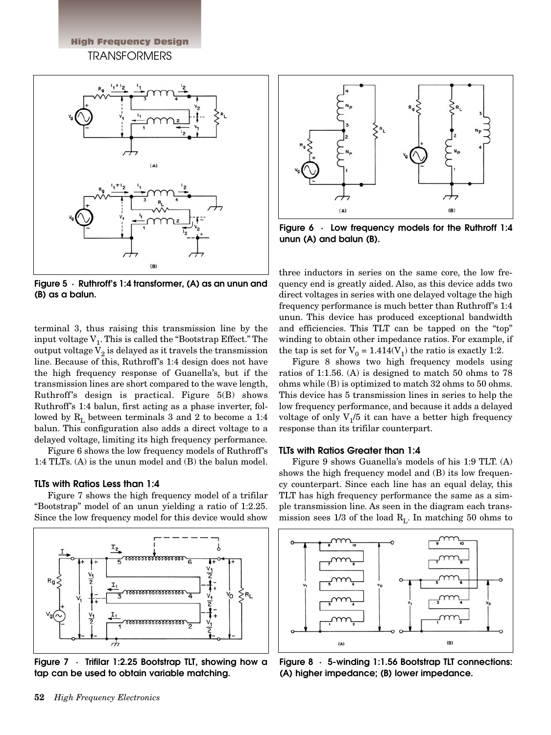Figure 5 · Ruthroff's 1:4 transformer, (A) as an unun and (B) as a balun.

Figure 6 · Low frequency models for the Ruthroff 1:4 unun (A) and balun (B).

terminal 3, thus raising this transmission line by the input voltage $V_1$. This is called the "Bootstrap Effect." The output voltage $V_2$ is delayed as it travels the transmission line. Because of this, Ruthroff's 1:4 design does not have the high frequency response of Guanella's, but if the transmission lines are short compared to the wave length, Ruthroff's design is practical. Figure 5(B) shows Ruthroff's 1:4 balun, first acting as a phase inverter, followed by $R_L$ between terminals 3 and 2 to become a 1:4 balun. This configuration also adds a direct voltage to a delayed voltage, limiting its high frequency performance.

Figure 6 shows the low frequency models of Ruthroff's 1:4 TLTs. (A) is the unun model and (B) the balun model.

### TLTs with Ratios Less than 1:4

Figure 7 shows the high frequency model of a trifilar "Bootstrap" model of an unun yielding a ratio of 1:2.25. Since the low frequency model for this device would show three inductors in series on the same core, the low frequency end is greatly aided. Also, as this device adds two direct voltages in series with one delayed voltage the high frequency performance is much better than Ruthroff's 1:4 unun. This device has produced exceptional bandwidth and efficiencies. This TLT can be tapped on the "top" winding to obtain other impedance ratios. For example, if the tap is set for $V_0 = 1.414(V_1)$ the ratio is exactly 1:2.

Figure 7 · Trifilar 1:2.25 Bootstrap TLT, showing how a tap can be used to obtain variable matching.

Figure 8 shows two high frequency models using ratios of 1:1.56. (A) is designed to match 50 ohms to 78 ohms while (B) is optimized to match 32 ohms to 50 ohms. This device has 5 transmission lines in series to help the low frequency performance, and because it adds a delayed voltage of only $V_1/5$ it can have a better high frequency response than its trifilar counterpart.

### TLTs with Ratios Greater than 1:4

Figure 9 shows Guanella's models of his 1:9 TLT. (A) shows the high frequency model and (B) its low frequency counterpart. Since each line has an equal delay, this TLT has high frequency performance the same as a simple transmission line. As seen in the diagram each transmission sees 1/3 of the load $R_L$. In matching 50 ohms to

Figure 8 · 5-winding 1:1.56 Bootstrap TLT connections: (A) higher impedance; (B) lower impedance.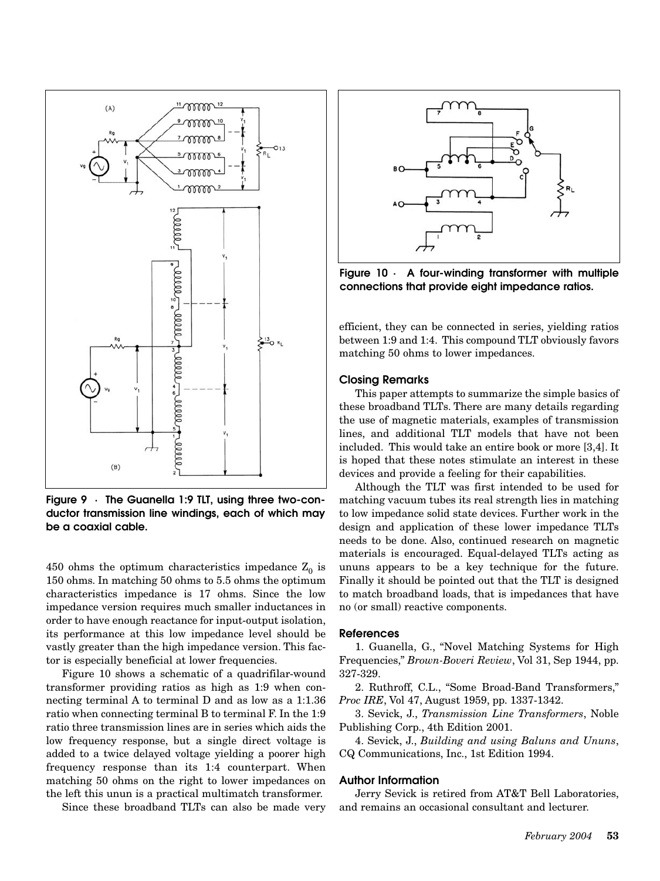Figure 9 · The Guanella 1:9 TLT, using three two-conductor transmission line windings, each of which may be a coaxial cable.

450 ohms the optimum characteristics impedance $Z_0$ is 150 ohms. In matching 50 ohms to 5.5 ohms the optimum characteristics impedance is 17 ohms. Since the low impedance version requires much smaller inductances in order to have enough reactance for input-output isolation, its performance at this low impedance level should be vastly greater than the high impedance version. This factor is especially beneficial at lower frequencies.

Figure 10 shows a schematic of a quadrifilar-wound transformer providing ratios as high as 1:9 when connecting terminal A to terminal D and as low as a 1:1.36 ratio when connecting terminal B to terminal F. In the 1:9 ratio three transmission lines are in series which aids the low frequency response, but a single direct voltage is added to a twice delayed voltage yielding a poorer high frequency response than its 1:4 counterpart. When matching 50 ohms on the right to lower impedances on the left this unun is a practical multimatch transformer.

Since these broadband TLTs can also be made very efficient, they can be connected in series, yielding ratios between 1:9 and 1:4. This compound TLT obviously favors matching 50 ohms to lower impedances.

Figure 10 · A four-winding transformer with multiple connections that provide eight impedance ratios.

## Closing Remarks

This paper attempts to summarize the simple basics of these broadband TLTs. There are many details regarding the use of magnetic materials, examples of transmission lines, and additional TLT models that have not been included. This would take an entire book or more [3,4]. It is hoped that these notes stimulate an interest in these devices and provide a feeling for their capabilities.

Although the TLT was first intended to be used for matching vacuum tubes its real strength lies in matching to low impedance solid state devices. Further work in the design and application of these lower impedance TLTs needs to be done. Also, continued research on magnetic materials is encouraged. Equal-delayed TLTs acting as ununs appears to be a key technique for the future. Finally it should be pointed out that the TLT is designed to match broadband loads, that is impedances that have no (or small) reactive components.

## References

1. Guanella, G., "Novel Matching Systems for High Frequencies," *Brown-Boveri Review*, Vol 31, Sep 1944, pp. 327-329.

2. Ruthroff, C.L., "Some Broad-Band Transformers," *Proc IRE*, Vol 47, August 1959, pp. 1337-1342.

3. Sevick, J., *Transmission Line Transformers*, Noble Publishing Corp., 4th Edition 2001.

4. Sevick, J., *Building and using Baluns and Ununs*, CQ Communications, Inc., 1st Edition 1994.

## Author Information

Jerry Sevick is retired from AT&T Bell Laboratories, and remains an occasional consultant and lecturer.